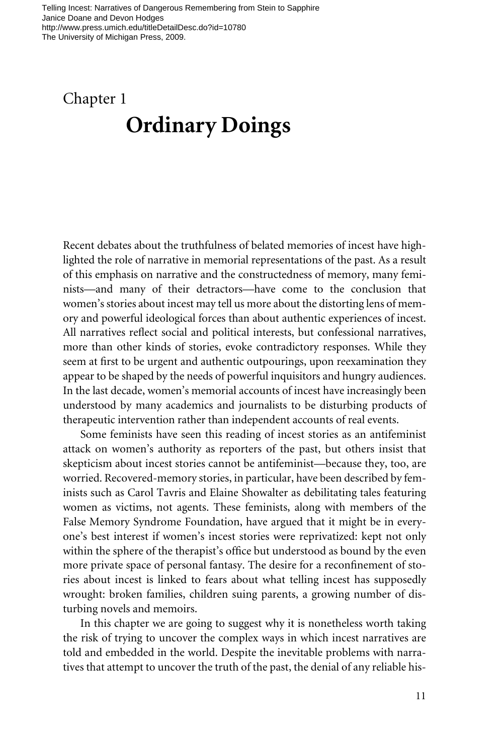Telling Incest: Narratives of Dangerous Remembering from Stein to Sapphire
Janice Doane and Devon Hodges
http://www.press.umich.edu/titleDetailDesc.do?id=10780
The University of Michigan Press, 2009.

# Chapter 1
## Ordinary Doings

Recent debates about the truthfulness of belated memories of incest have highlighted the role of narrative in memorial representations of the past. As a result of this emphasis on narrative and the constructedness of memory, many feminists—and many of their detractors—have come to the conclusion that women's stories about incest may tell us more about the distorting lens of memory and powerful ideological forces than about authentic experiences of incest. All narratives reflect social and political interests, but confessional narratives, more than other kinds of stories, evoke contradictory responses. While they seem at first to be urgent and authentic outpourings, upon reexamination they appear to be shaped by the needs of powerful inquisitors and hungry audiences. In the last decade, women's memorial accounts of incest have increasingly been understood by many academics and journalists to be disturbing products of therapeutic intervention rather than independent accounts of real events.

Some feminists have seen this reading of incest stories as an antifeminist attack on women's authority as reporters of the past, but others insist that skepticism about incest stories cannot be antifeminist—because they, too, are worried. Recovered-memory stories, in particular, have been described by feminists such as Carol Tavris and Elaine Showalter as debilitating tales featuring women as victims, not agents. These feminists, along with members of the False Memory Syndrome Foundation, have argued that it might be in everyone's best interest if women's incest stories were reprivatized: kept not only within the sphere of the therapist's office but understood as bound by the even more private space of personal fantasy. The desire for a reconfinement of stories about incest is linked to fears about what telling incest has supposedly wrought: broken families, children suing parents, a growing number of disturbing novels and memoirs.

In this chapter we are going to suggest why it is nonetheless worth taking the risk of trying to uncover the complex ways in which incest narratives are told and embedded in the world. Despite the inevitable problems with narratives that attempt to uncover the truth of the past, the denial of any reliable his-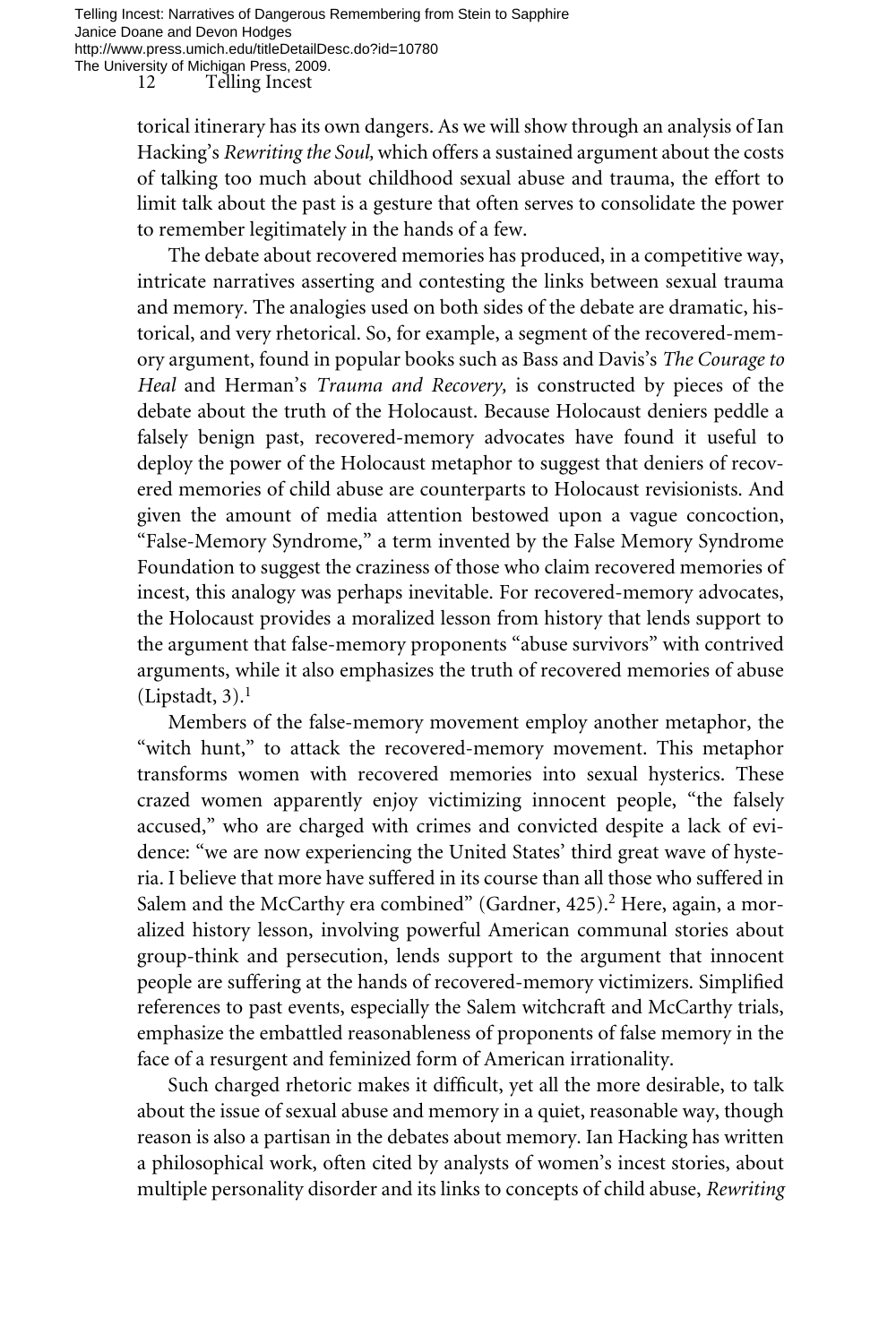torical itinerary has its own dangers. As we will show through an analysis of Ian Hacking's *Rewriting the Soul,* which offers a sustained argument about the costs of talking too much about childhood sexual abuse and trauma, the effort to limit talk about the past is a gesture that often serves to consolidate the power to remember legitimately in the hands of a few.

The debate about recovered memories has produced, in a competitive way, intricate narratives asserting and contesting the links between sexual trauma and memory. The analogies used on both sides of the debate are dramatic, historical, and very rhetorical. So, for example, a segment of the recovered-memory argument, found in popular books such as Bass and Davis's *The Courage to Heal* and Herman's *Trauma and Recovery,* is constructed by pieces of the debate about the truth of the Holocaust. Because Holocaust deniers peddle a falsely benign past, recovered-memory advocates have found it useful to deploy the power of the Holocaust metaphor to suggest that deniers of recovered memories of child abuse are counterparts to Holocaust revisionists. And given the amount of media attention bestowed upon a vague concoction, "False-Memory Syndrome," a term invented by the False Memory Syndrome Foundation to suggest the craziness of those who claim recovered memories of incest, this analogy was perhaps inevitable. For recovered-memory advocates, the Holocaust provides a moralized lesson from history that lends support to the argument that false-memory proponents "abuse survivors" with contrived arguments, while it also emphasizes the truth of recovered memories of abuse (Lipstadt, 3).[1]

Members of the false-memory movement employ another metaphor, the "witch hunt," to attack the recovered-memory movement. This metaphor transforms women with recovered memories into sexual hysterics. These crazed women apparently enjoy victimizing innocent people, "the falsely accused," who are charged with crimes and convicted despite a lack of evidence: "we are now experiencing the United States' third great wave of hysteria. I believe that more have suffered in its course than all those who suffered in Salem and the McCarthy era combined" (Gardner, 425).[2] Here, again, a moralized history lesson, involving powerful American communal stories about group-think and persecution, lends support to the argument that innocent people are suffering at the hands of recovered-memory victimizers. Simplified references to past events, especially the Salem witchcraft and McCarthy trials, emphasize the embattled reasonableness of proponents of false memory in the face of a resurgent and feminized form of American irrationality.

Such charged rhetoric makes it difficult, yet all the more desirable, to talk about the issue of sexual abuse and memory in a quiet, reasonable way, though reason is also a partisan in the debates about memory. Ian Hacking has written a philosophical work, often cited by analysts of women's incest stories, about multiple personality disorder and its links to concepts of child abuse, *Rewriting*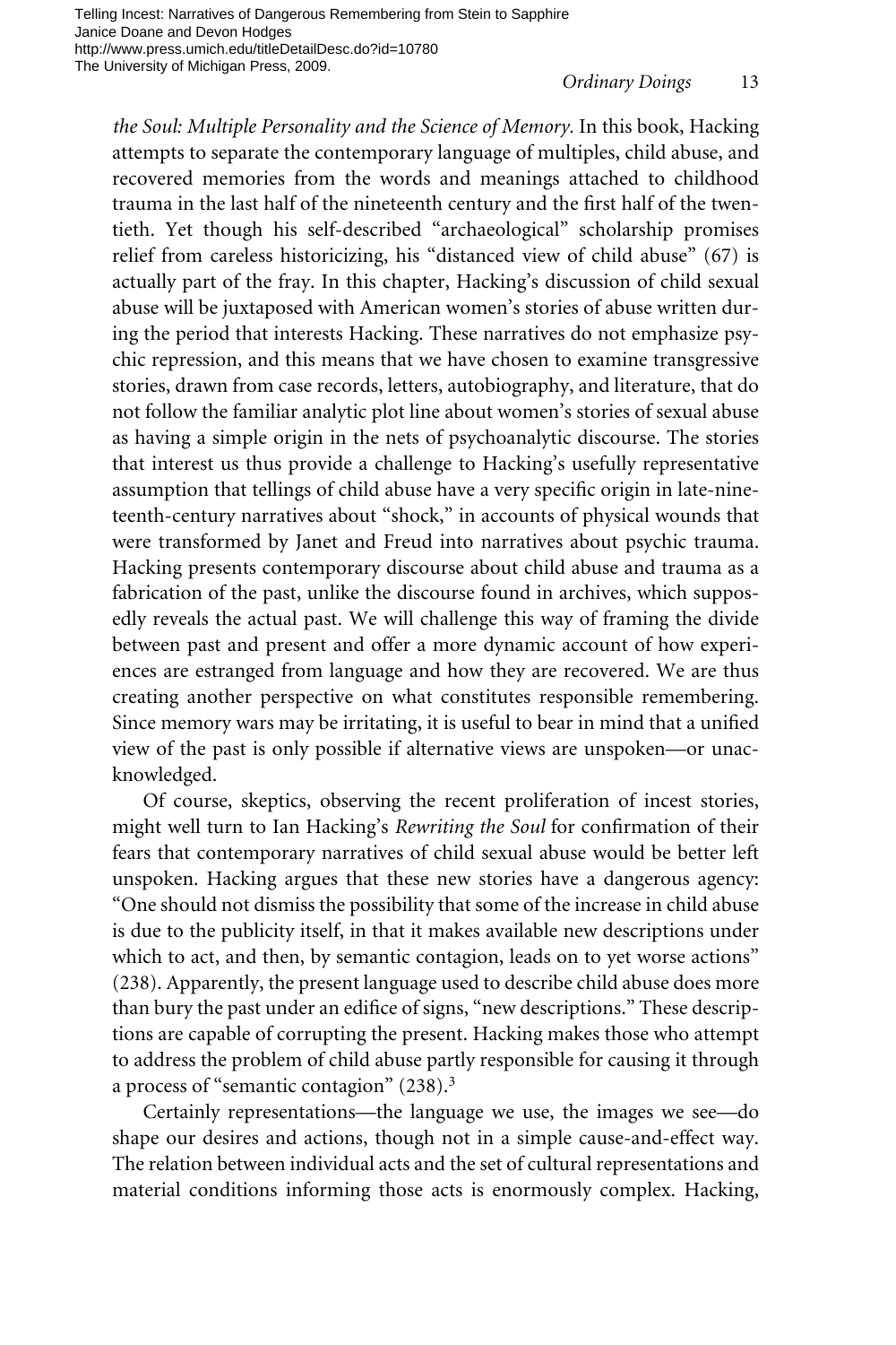*the Soul: Multiple Personality and the Science of Memory.* In this book, Hacking attempts to separate the contemporary language of multiples, child abuse, and recovered memories from the words and meanings attached to childhood trauma in the last half of the nineteenth century and the first half of the twentieth. Yet though his self-described "archaeological" scholarship promises relief from careless historicizing, his "distanced view of child abuse" (67) is actually part of the fray. In this chapter, Hacking's discussion of child sexual abuse will be juxtaposed with American women's stories of abuse written during the period that interests Hacking. These narratives do not emphasize psychic repression, and this means that we have chosen to examine transgressive stories, drawn from case records, letters, autobiography, and literature, that do not follow the familiar analytic plot line about women's stories of sexual abuse as having a simple origin in the nets of psychoanalytic discourse. The stories that interest us thus provide a challenge to Hacking's usefully representative assumption that tellings of child abuse have a very specific origin in late-nineteenth-century narratives about "shock," in accounts of physical wounds that were transformed by Janet and Freud into narratives about psychic trauma. Hacking presents contemporary discourse about child abuse and trauma as a fabrication of the past, unlike the discourse found in archives, which supposedly reveals the actual past. We will challenge this way of framing the divide between past and present and offer a more dynamic account of how experiences are estranged from language and how they are recovered. We are thus creating another perspective on what constitutes responsible remembering. Since memory wars may be irritating, it is useful to bear in mind that a unified view of the past is only possible if alternative views are unspoken—or unacknowledged.

Of course, skeptics, observing the recent proliferation of incest stories, might well turn to Ian Hacking's *Rewriting the Soul* for confirmation of their fears that contemporary narratives of child sexual abuse would be better left unspoken. Hacking argues that these new stories have a dangerous agency: "One should not dismiss the possibility that some of the increase in child abuse is due to the publicity itself, in that it makes available new descriptions under which to act, and then, by semantic contagion, leads on to yet worse actions" (238). Apparently, the present language used to describe child abuse does more than bury the past under an edifice of signs, "new descriptions." These descriptions are capable of corrupting the present. Hacking makes those who attempt to address the problem of child abuse partly responsible for causing it through a process of "semantic contagion" (238).[3]

Certainly representations—the language we use, the images we see—do shape our desires and actions, though not in a simple cause-and-effect way. The relation between individual acts and the set of cultural representations and material conditions informing those acts is enormously complex. Hacking,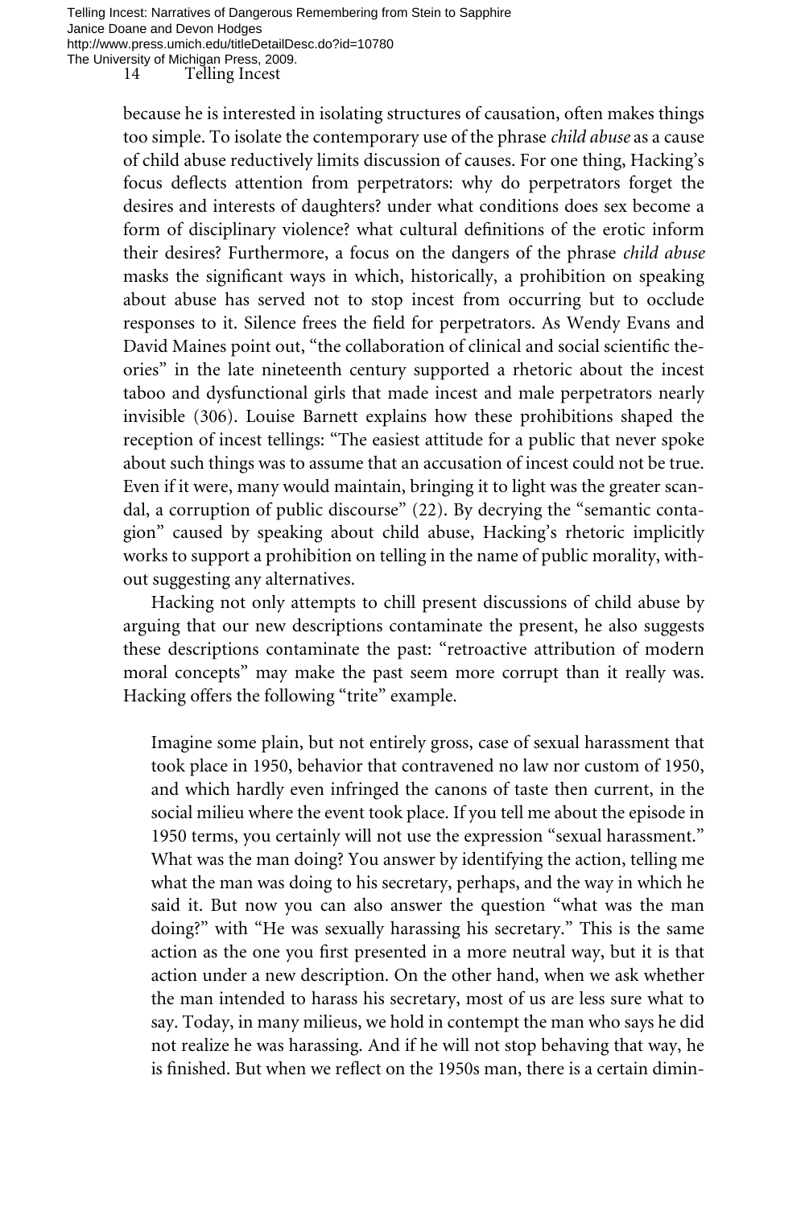because he is interested in isolating structures of causation, often makes things too simple. To isolate the contemporary use of the phrase *child abuse* as a cause of child abuse reductively limits discussion of causes. For one thing, Hacking's focus deflects attention from perpetrators: why do perpetrators forget the desires and interests of daughters? under what conditions does sex become a form of disciplinary violence? what cultural definitions of the erotic inform their desires? Furthermore, a focus on the dangers of the phrase *child abuse* masks the significant ways in which, historically, a prohibition on speaking about abuse has served not to stop incest from occurring but to occlude responses to it. Silence frees the field for perpetrators. As Wendy Evans and David Maines point out, "the collaboration of clinical and social scientific theories" in the late nineteenth century supported a rhetoric about the incest taboo and dysfunctional girls that made incest and male perpetrators nearly invisible (306). Louise Barnett explains how these prohibitions shaped the reception of incest tellings: "The easiest attitude for a public that never spoke about such things was to assume that an accusation of incest could not be true. Even if it were, many would maintain, bringing it to light was the greater scandal, a corruption of public discourse" (22). By decrying the "semantic contagion" caused by speaking about child abuse, Hacking's rhetoric implicitly works to support a prohibition on telling in the name of public morality, without suggesting any alternatives.

Hacking not only attempts to chill present discussions of child abuse by arguing that our new descriptions contaminate the present, he also suggests these descriptions contaminate the past: "retroactive attribution of modern moral concepts" may make the past seem more corrupt than it really was. Hacking offers the following "trite" example.

> Imagine some plain, but not entirely gross, case of sexual harassment that took place in 1950, behavior that contravened no law nor custom of 1950, and which hardly even infringed the canons of taste then current, in the social milieu where the event took place. If you tell me about the episode in 1950 terms, you certainly will not use the expression "sexual harassment." What was the man doing? You answer by identifying the action, telling me what the man was doing to his secretary, perhaps, and the way in which he said it. But now you can also answer the question "what was the man doing?" with "He was sexually harassing his secretary." This is the same action as the one you first presented in a more neutral way, but it is that action under a new description. On the other hand, when we ask whether the man intended to harass his secretary, most of us are less sure what to say. Today, in many milieus, we hold in contempt the man who says he did not realize he was harassing. And if he will not stop behaving that way, he is finished. But when we reflect on the 1950s man, there is a certain dimin-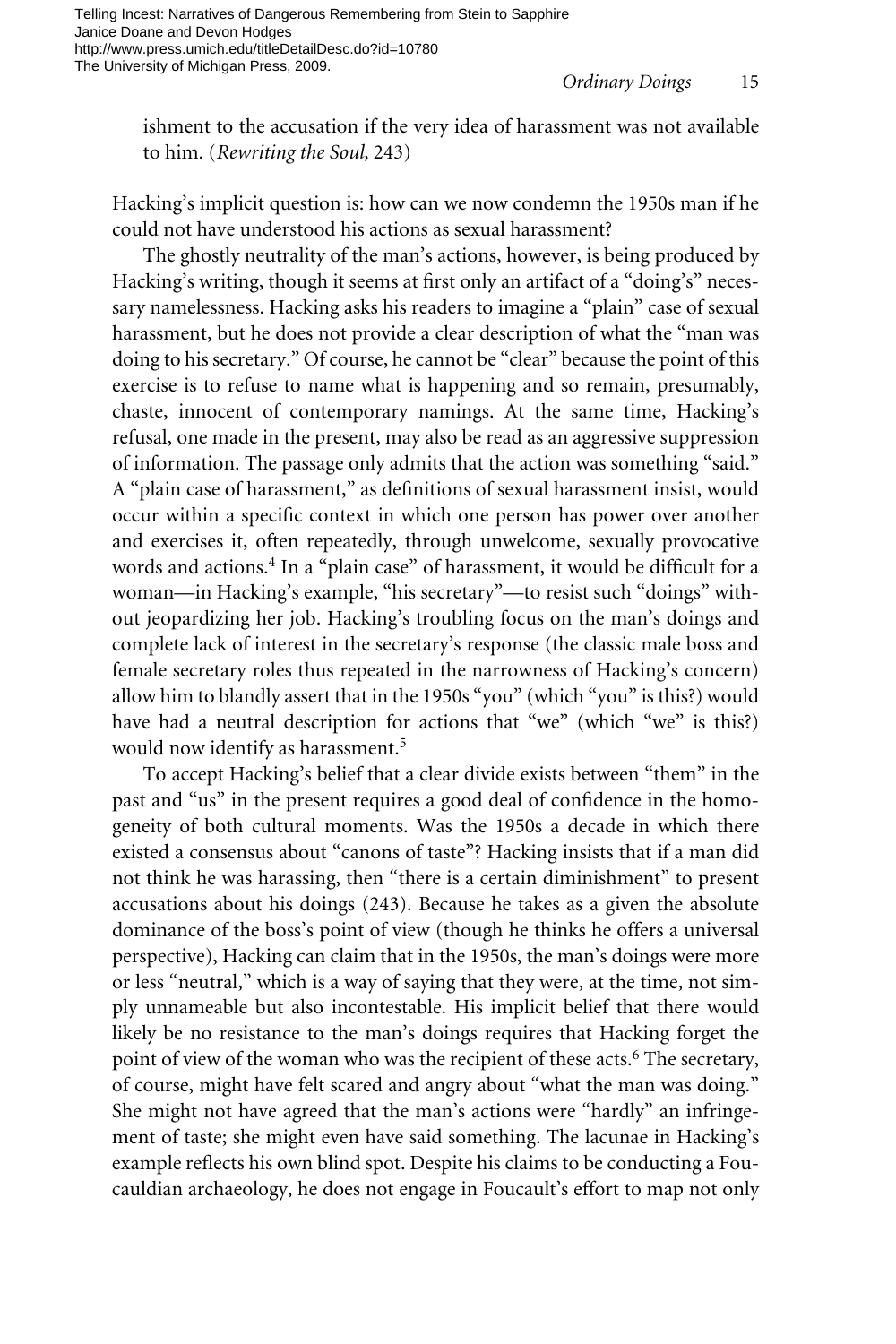ishment to the accusation if the very idea of harassment was not available to him. (*Rewriting the Soul*, 243)

Hacking's implicit question is: how can we now condemn the 1950s man if he could not have understood his actions as sexual harassment?

The ghostly neutrality of the man's actions, however, is being produced by Hacking's writing, though it seems at first only an artifact of a "doing's" necessary namelessness. Hacking asks his readers to imagine a "plain" case of sexual harassment, but he does not provide a clear description of what the "man was doing to his secretary." Of course, he cannot be "clear" because the point of this exercise is to refuse to name what is happening and so remain, presumably, chaste, innocent of contemporary namings. At the same time, Hacking's refusal, one made in the present, may also be read as an aggressive suppression of information. The passage only admits that the action was something "said." A "plain case of harassment," as definitions of sexual harassment insist, would occur within a specific context in which one person has power over another and exercises it, often repeatedly, through unwelcome, sexually provocative words and actions.[4] In a "plain case" of harassment, it would be difficult for a woman—in Hacking's example, "his secretary"—to resist such "doings" without jeopardizing her job. Hacking's troubling focus on the man's doings and complete lack of interest in the secretary's response (the classic male boss and female secretary roles thus repeated in the narrowness of Hacking's concern) allow him to blandly assert that in the 1950s "you" (which "you" is this?) would have had a neutral description for actions that "we" (which "we" is this?) would now identify as harassment.[5]

To accept Hacking's belief that a clear divide exists between "them" in the past and "us" in the present requires a good deal of confidence in the homogeneity of both cultural moments. Was the 1950s a decade in which there existed a consensus about "canons of taste"? Hacking insists that if a man did not think he was harassing, then "there is a certain diminishment" to present accusations about his doings (243). Because he takes as a given the absolute dominance of the boss's point of view (though he thinks he offers a universal perspective), Hacking can claim that in the 1950s, the man's doings were more or less "neutral," which is a way of saying that they were, at the time, not simply unnameable but also incontestable. His implicit belief that there would likely be no resistance to the man's doings requires that Hacking forget the point of view of the woman who was the recipient of these acts.[6] The secretary, of course, might have felt scared and angry about "what the man was doing." She might not have agreed that the man's actions were "hardly" an infringement of taste; she might even have said something. The lacunae in Hacking's example reflects his own blind spot. Despite his claims to be conducting a Foucauldian archaeology, he does not engage in Foucault's effort to map not only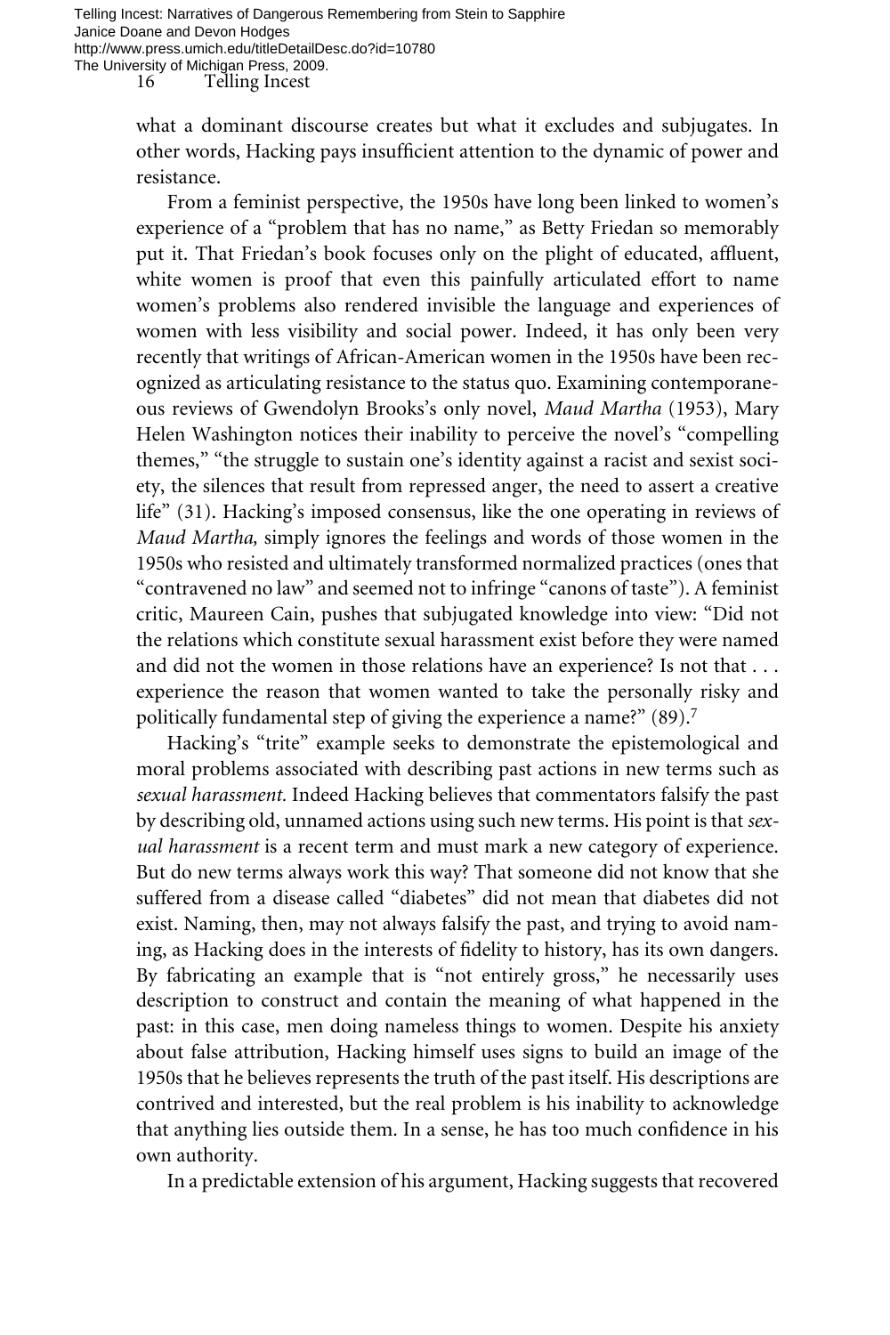what a dominant discourse creates but what it excludes and subjugates. In other words, Hacking pays insufficient attention to the dynamic of power and resistance.

From a feminist perspective, the 1950s have long been linked to women's experience of a "problem that has no name," as Betty Friedan so memorably put it. That Friedan's book focuses only on the plight of educated, affluent, white women is proof that even this painfully articulated effort to name women's problems also rendered invisible the language and experiences of women with less visibility and social power. Indeed, it has only been very recently that writings of African-American women in the 1950s have been recognized as articulating resistance to the status quo. Examining contemporaneous reviews of Gwendolyn Brooks's only novel, *Maud Martha* (1953), Mary Helen Washington notices their inability to perceive the novel's "compelling themes," "the struggle to sustain one's identity against a racist and sexist society, the silences that result from repressed anger, the need to assert a creative life" (31). Hacking's imposed consensus, like the one operating in reviews of *Maud Martha,* simply ignores the feelings and words of those women in the 1950s who resisted and ultimately transformed normalized practices (ones that "contravened no law" and seemed not to infringe "canons of taste"). A feminist critic, Maureen Cain, pushes that subjugated knowledge into view: "Did not the relations which constitute sexual harassment exist before they were named and did not the women in those relations have an experience? Is not that . . . experience the reason that women wanted to take the personally risky and politically fundamental step of giving the experience a name?" (89).[7]

Hacking's "trite" example seeks to demonstrate the epistemological and moral problems associated with describing past actions in new terms such as *sexual harassment.* Indeed Hacking believes that commentators falsify the past by describing old, unnamed actions using such new terms. His point is that *sexual harassment* is a recent term and must mark a new category of experience. But do new terms always work this way? That someone did not know that she suffered from a disease called "diabetes" did not mean that diabetes did not exist. Naming, then, may not always falsify the past, and trying to avoid naming, as Hacking does in the interests of fidelity to history, has its own dangers. By fabricating an example that is "not entirely gross," he necessarily uses description to construct and contain the meaning of what happened in the past: in this case, men doing nameless things to women. Despite his anxiety about false attribution, Hacking himself uses signs to build an image of the 1950s that he believes represents the truth of the past itself. His descriptions are contrived and interested, but the real problem is his inability to acknowledge that anything lies outside them. In a sense, he has too much confidence in his own authority.

In a predictable extension of his argument, Hacking suggests that recovered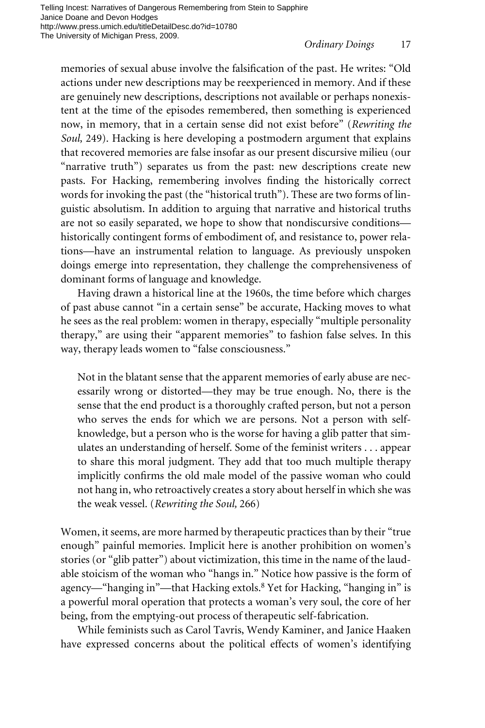memories of sexual abuse involve the falsification of the past. He writes: "Old actions under new descriptions may be reexperienced in memory. And if these are genuinely new descriptions, descriptions not available or perhaps nonexistent at the time of the episodes remembered, then something is experienced now, in memory, that in a certain sense did not exist before" (*Rewriting the Soul,* 249). Hacking is here developing a postmodern argument that explains that recovered memories are false insofar as our present discursive milieu (our "narrative truth") separates us from the past: new descriptions create new pasts. For Hacking, remembering involves finding the historically correct words for invoking the past (the "historical truth"). These are two forms of linguistic absolutism. In addition to arguing that narrative and historical truths are not so easily separated, we hope to show that nondiscursive conditions—historically contingent forms of embodiment of, and resistance to, power relations—have an instrumental relation to language. As previously unspoken doings emerge into representation, they challenge the comprehensiveness of dominant forms of language and knowledge.

Having drawn a historical line at the 1960s, the time before which charges of past abuse cannot "in a certain sense" be accurate, Hacking moves to what he sees as the real problem: women in therapy, especially "multiple personality therapy," are using their "apparent memories" to fashion false selves. In this way, therapy leads women to "false consciousness."

> Not in the blatant sense that the apparent memories of early abuse are necessarily wrong or distorted—they may be true enough. No, there is the sense that the end product is a thoroughly crafted person, but not a person who serves the ends for which we are persons. Not a person with self-knowledge, but a person who is the worse for having a glib patter that simulates an understanding of herself. Some of the feminist writers . . . appear to share this moral judgment. They add that too much multiple therapy implicitly confirms the old male model of the passive woman who could not hang in, who retroactively creates a story about herself in which she was the weak vessel. (*Rewriting the Soul,* 266)

Women, it seems, are more harmed by therapeutic practices than by their "true enough" painful memories. Implicit here is another prohibition on women's stories (or "glib patter") about victimization, this time in the name of the laudable stoicism of the woman who "hangs in." Notice how passive is the form of agency—"hanging in"—that Hacking extols.[8] Yet for Hacking, "hanging in" is a powerful moral operation that protects a woman's very soul, the core of her being, from the emptying-out process of therapeutic self-fabrication.

While feminists such as Carol Tavris, Wendy Kaminer, and Janice Haaken have expressed concerns about the political effects of women's identifying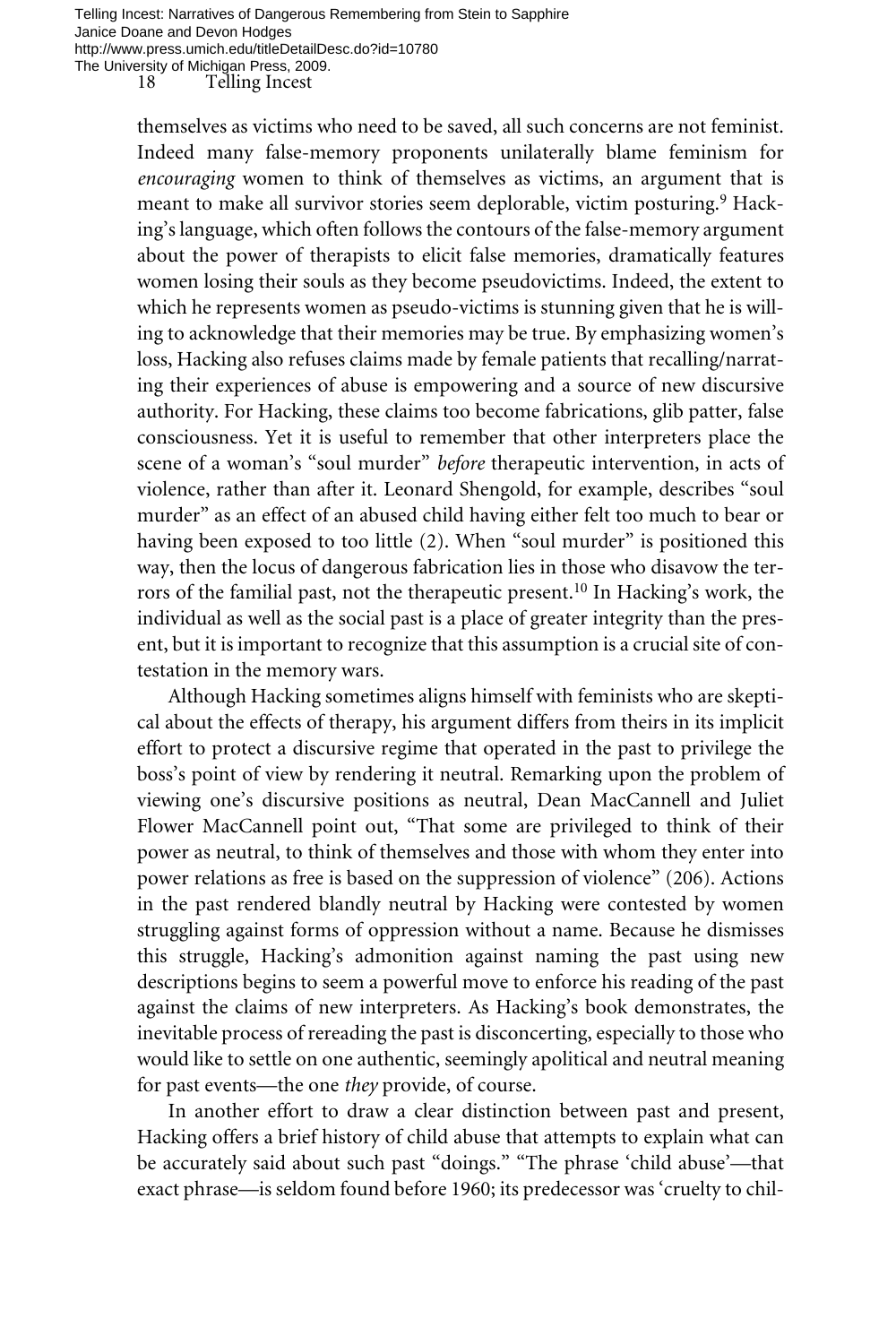themselves as victims who need to be saved, all such concerns are not feminist. Indeed many false-memory proponents unilaterally blame feminism for *encouraging* women to think of themselves as victims, an argument that is meant to make all survivor stories seem deplorable, victim posturing.[9] Hacking's language, which often follows the contours of the false-memory argument about the power of therapists to elicit false memories, dramatically features women losing their souls as they become pseudovictims. Indeed, the extent to which he represents women as pseudo-victims is stunning given that he is willing to acknowledge that their memories may be true. By emphasizing women's loss, Hacking also refuses claims made by female patients that recalling/narrating their experiences of abuse is empowering and a source of new discursive authority. For Hacking, these claims too become fabrications, glib patter, false consciousness. Yet it is useful to remember that other interpreters place the scene of a woman's "soul murder" *before* therapeutic intervention, in acts of violence, rather than after it. Leonard Shengold, for example, describes "soul murder" as an effect of an abused child having either felt too much to bear or having been exposed to too little (2). When "soul murder" is positioned this way, then the locus of dangerous fabrication lies in those who disavow the terrors of the familial past, not the therapeutic present.[10] In Hacking's work, the individual as well as the social past is a place of greater integrity than the present, but it is important to recognize that this assumption is a crucial site of contestation in the memory wars.

Although Hacking sometimes aligns himself with feminists who are skeptical about the effects of therapy, his argument differs from theirs in its implicit effort to protect a discursive regime that operated in the past to privilege the boss's point of view by rendering it neutral. Remarking upon the problem of viewing one's discursive positions as neutral, Dean MacCannell and Juliet Flower MacCannell point out, "That some are privileged to think of their power as neutral, to think of themselves and those with whom they enter into power relations as free is based on the suppression of violence" (206). Actions in the past rendered blandly neutral by Hacking were contested by women struggling against forms of oppression without a name. Because he dismisses this struggle, Hacking's admonition against naming the past using new descriptions begins to seem a powerful move to enforce his reading of the past against the claims of new interpreters. As Hacking's book demonstrates, the inevitable process of rereading the past is disconcerting, especially to those who would like to settle on one authentic, seemingly apolitical and neutral meaning for past events—the one *they* provide, of course.

In another effort to draw a clear distinction between past and present, Hacking offers a brief history of child abuse that attempts to explain what can be accurately said about such past "doings." "The phrase 'child abuse'—that exact phrase—is seldom found before 1960; its predecessor was 'cruelty to chil-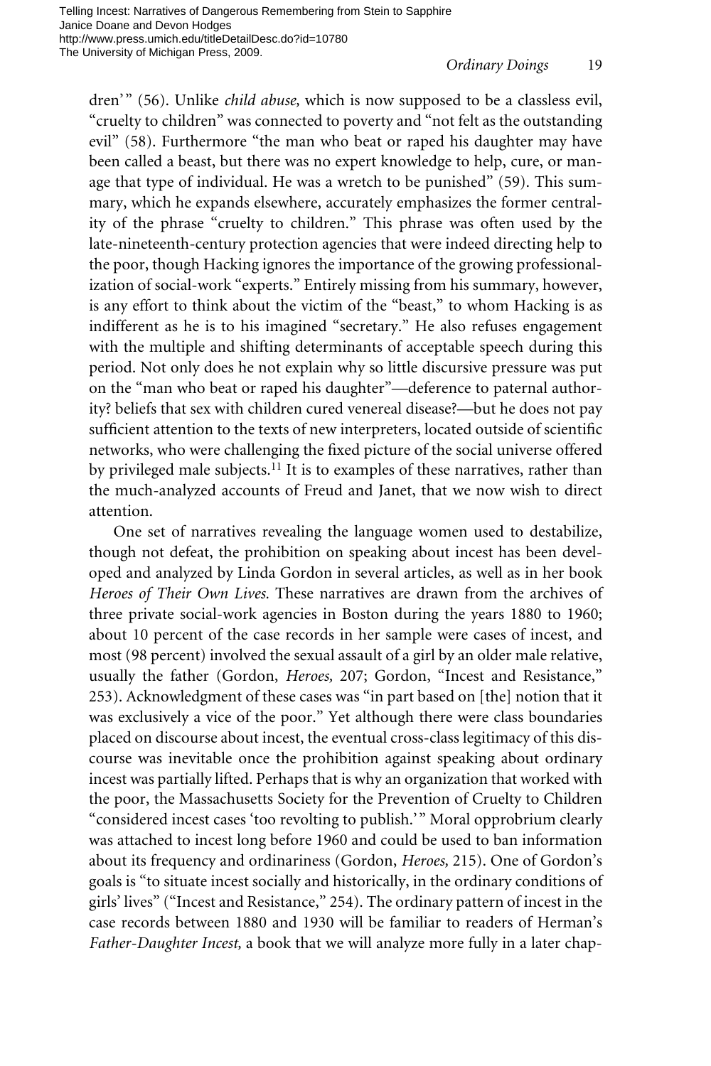dren'" (56). Unlike *child abuse,* which is now supposed to be a classless evil, "cruelty to children" was connected to poverty and "not felt as the outstanding evil" (58). Furthermore "the man who beat or raped his daughter may have been called a beast, but there was no expert knowledge to help, cure, or manage that type of individual. He was a wretch to be punished" (59). This summary, which he expands elsewhere, accurately emphasizes the former centrality of the phrase "cruelty to children." This phrase was often used by the late-nineteenth-century protection agencies that were indeed directing help to the poor, though Hacking ignores the importance of the growing professionalization of social-work "experts." Entirely missing from his summary, however, is any effort to think about the victim of the "beast," to whom Hacking is as indifferent as he is to his imagined "secretary." He also refuses engagement with the multiple and shifting determinants of acceptable speech during this period. Not only does he not explain why so little discursive pressure was put on the "man who beat or raped his daughter"—deference to paternal authority? beliefs that sex with children cured venereal disease?—but he does not pay sufficient attention to the texts of new interpreters, located outside of scientific networks, who were challenging the fixed picture of the social universe offered by privileged male subjects.[11] It is to examples of these narratives, rather than the much-analyzed accounts of Freud and Janet, that we now wish to direct attention.

One set of narratives revealing the language women used to destabilize, though not defeat, the prohibition on speaking about incest has been developed and analyzed by Linda Gordon in several articles, as well as in her book *Heroes of Their Own Lives.* These narratives are drawn from the archives of three private social-work agencies in Boston during the years 1880 to 1960; about 10 percent of the case records in her sample were cases of incest, and most (98 percent) involved the sexual assault of a girl by an older male relative, usually the father (Gordon, *Heroes,* 207; Gordon, "Incest and Resistance," 253). Acknowledgment of these cases was "in part based on [the] notion that it was exclusively a vice of the poor." Yet although there were class boundaries placed on discourse about incest, the eventual cross-class legitimacy of this discourse was inevitable once the prohibition against speaking about ordinary incest was partially lifted. Perhaps that is why an organization that worked with the poor, the Massachusetts Society for the Prevention of Cruelty to Children "considered incest cases 'too revolting to publish.'" Moral opprobrium clearly was attached to incest long before 1960 and could be used to ban information about its frequency and ordinariness (Gordon, *Heroes,* 215). One of Gordon's goals is "to situate incest socially and historically, in the ordinary conditions of girls' lives" ("Incest and Resistance," 254). The ordinary pattern of incest in the case records between 1880 and 1930 will be familiar to readers of Herman's *Father-Daughter Incest,* a book that we will analyze more fully in a later chap-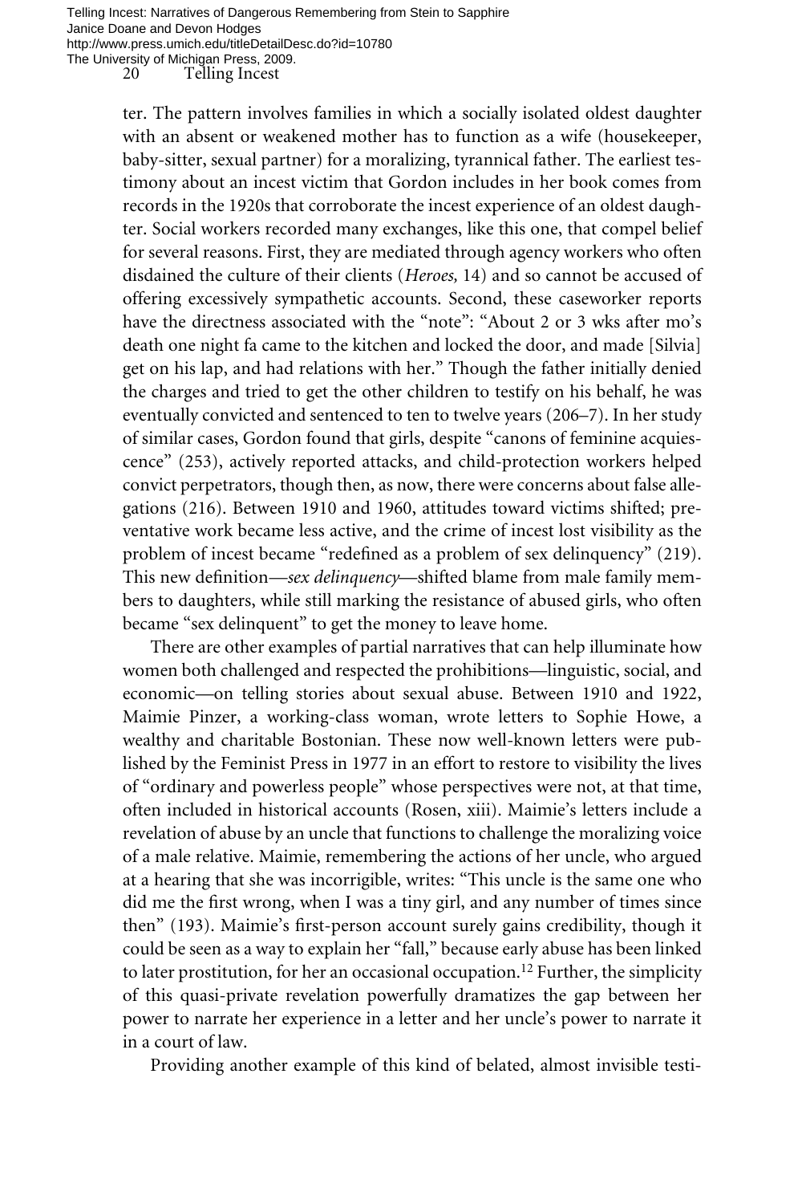ter. The pattern involves families in which a socially isolated oldest daughter with an absent or weakened mother has to function as a wife (housekeeper, baby-sitter, sexual partner) for a moralizing, tyrannical father. The earliest testimony about an incest victim that Gordon includes in her book comes from records in the 1920s that corroborate the incest experience of an oldest daughter. Social workers recorded many exchanges, like this one, that compel belief for several reasons. First, they are mediated through agency workers who often disdained the culture of their clients (*Heroes,* 14) and so cannot be accused of offering excessively sympathetic accounts. Second, these caseworker reports have the directness associated with the "note": "About 2 or 3 wks after mo's death one night fa came to the kitchen and locked the door, and made [Silvia] get on his lap, and had relations with her." Though the father initially denied the charges and tried to get the other children to testify on his behalf, he was eventually convicted and sentenced to ten to twelve years (206–7). In her study of similar cases, Gordon found that girls, despite "canons of feminine acquiescence" (253), actively reported attacks, and child-protection workers helped convict perpetrators, though then, as now, there were concerns about false allegations (216). Between 1910 and 1960, attitudes toward victims shifted; preventative work became less active, and the crime of incest lost visibility as the problem of incest became "redefined as a problem of sex delinquency" (219). This new definition—*sex delinquency*—shifted blame from male family members to daughters, while still marking the resistance of abused girls, who often became "sex delinquent" to get the money to leave home.

There are other examples of partial narratives that can help illuminate how women both challenged and respected the prohibitions—linguistic, social, and economic—on telling stories about sexual abuse. Between 1910 and 1922, Maimie Pinzer, a working-class woman, wrote letters to Sophie Howe, a wealthy and charitable Bostonian. These now well-known letters were published by the Feminist Press in 1977 in an effort to restore to visibility the lives of "ordinary and powerless people" whose perspectives were not, at that time, often included in historical accounts (Rosen, xiii). Maimie's letters include a revelation of abuse by an uncle that functions to challenge the moralizing voice of a male relative. Maimie, remembering the actions of her uncle, who argued at a hearing that she was incorrigible, writes: "This uncle is the same one who did me the first wrong, when I was a tiny girl, and any number of times since then" (193). Maimie's first-person account surely gains credibility, though it could be seen as a way to explain her "fall," because early abuse has been linked to later prostitution, for her an occasional occupation.[12] Further, the simplicity of this quasi-private revelation powerfully dramatizes the gap between her power to narrate her experience in a letter and her uncle's power to narrate it in a court of law.

Providing another example of this kind of belated, almost invisible testi-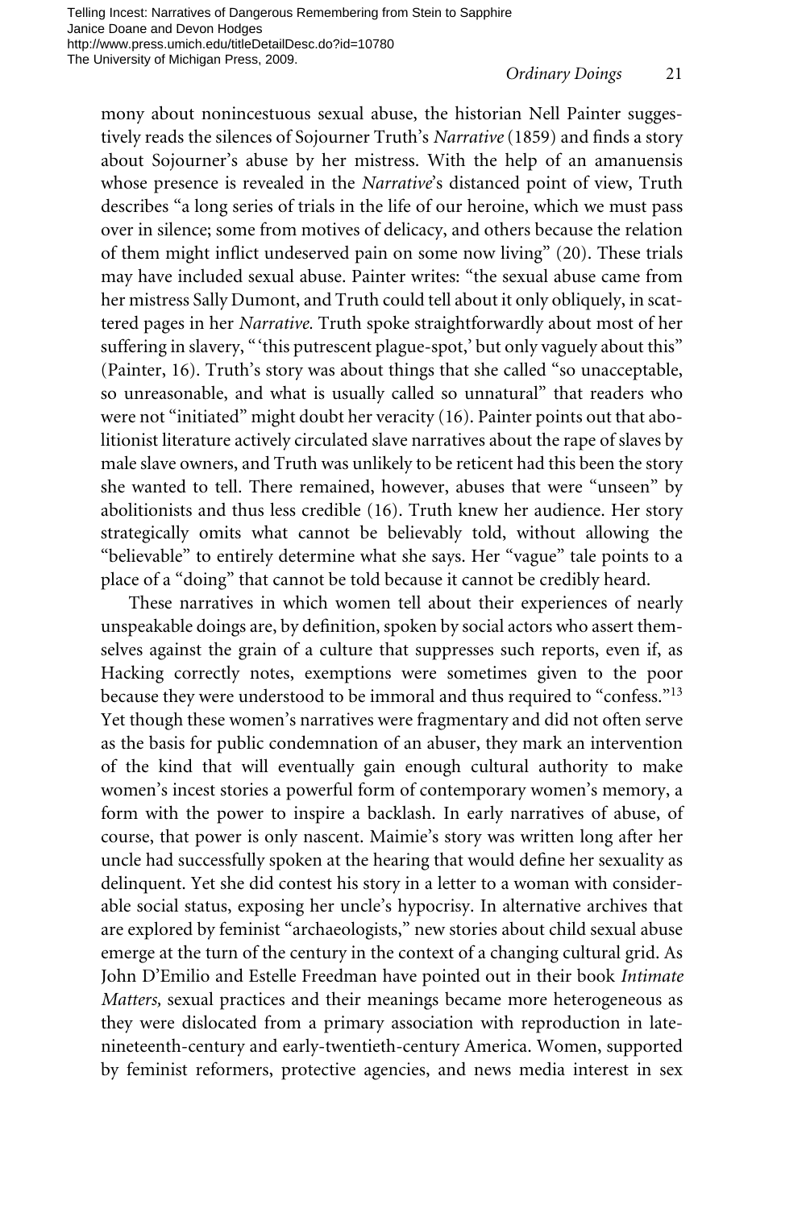mony about nonincestuous sexual abuse, the historian Nell Painter suggestively reads the silences of Sojourner Truth's *Narrative* (1859) and finds a story about Sojourner's abuse by her mistress. With the help of an amanuensis whose presence is revealed in the *Narrative*'s distanced point of view, Truth describes "a long series of trials in the life of our heroine, which we must pass over in silence; some from motives of delicacy, and others because the relation of them might inflict undeserved pain on some now living" (20). These trials may have included sexual abuse. Painter writes: "the sexual abuse came from her mistress Sally Dumont, and Truth could tell about it only obliquely, in scattered pages in her *Narrative.* Truth spoke straightforwardly about most of her suffering in slavery, " 'this putrescent plague-spot,' but only vaguely about this" (Painter, 16). Truth's story was about things that she called "so unacceptable, so unreasonable, and what is usually called so unnatural" that readers who were not "initiated" might doubt her veracity (16). Painter points out that abolitionist literature actively circulated slave narratives about the rape of slaves by male slave owners, and Truth was unlikely to be reticent had this been the story she wanted to tell. There remained, however, abuses that were "unseen" by abolitionists and thus less credible (16). Truth knew her audience. Her story strategically omits what cannot be believably told, without allowing the "believable" to entirely determine what she says. Her "vague" tale points to a place of a "doing" that cannot be told because it cannot be credibly heard.

These narratives in which women tell about their experiences of nearly unspeakable doings are, by definition, spoken by social actors who assert themselves against the grain of a culture that suppresses such reports, even if, as Hacking correctly notes, exemptions were sometimes given to the poor because they were understood to be immoral and thus required to "confess."[13] Yet though these women's narratives were fragmentary and did not often serve as the basis for public condemnation of an abuser, they mark an intervention of the kind that will eventually gain enough cultural authority to make women's incest stories a powerful form of contemporary women's memory, a form with the power to inspire a backlash. In early narratives of abuse, of course, that power is only nascent. Maimie's story was written long after her uncle had successfully spoken at the hearing that would define her sexuality as delinquent. Yet she did contest his story in a letter to a woman with considerable social status, exposing her uncle's hypocrisy. In alternative archives that are explored by feminist "archaeologists," new stories about child sexual abuse emerge at the turn of the century in the context of a changing cultural grid. As John D'Emilio and Estelle Freedman have pointed out in their book *Intimate Matters,* sexual practices and their meanings became more heterogeneous as they were dislocated from a primary association with reproduction in late-nineteenth-century and early-twentieth-century America. Women, supported by feminist reformers, protective agencies, and news media interest in sex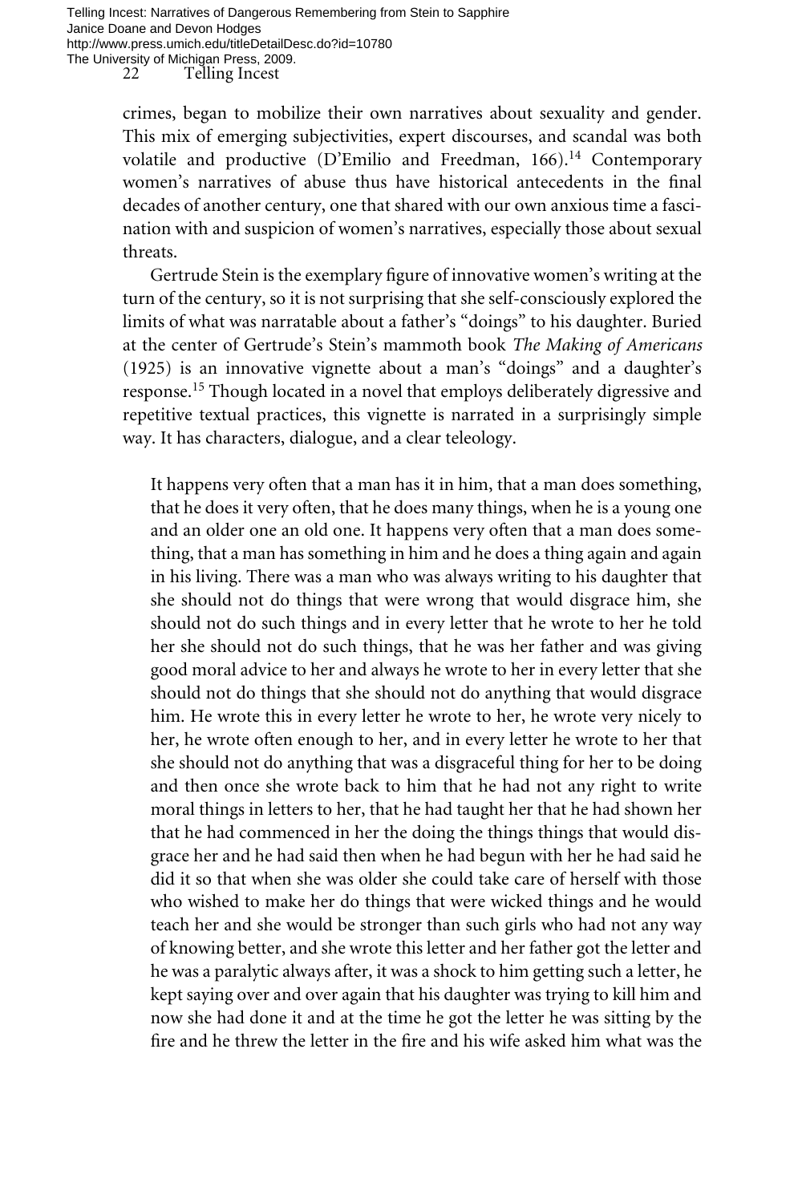crimes, began to mobilize their own narratives about sexuality and gender. This mix of emerging subjectivities, expert discourses, and scandal was both volatile and productive (D'Emilio and Freedman, 166).[14] Contemporary women's narratives of abuse thus have historical antecedents in the final decades of another century, one that shared with our own anxious time a fascination with and suspicion of women's narratives, especially those about sexual threats.

Gertrude Stein is the exemplary figure of innovative women's writing at the turn of the century, so it is not surprising that she self-consciously explored the limits of what was narratable about a father's "doings" to his daughter. Buried at the center of Gertrude's Stein's mammoth book *The Making of Americans* (1925) is an innovative vignette about a man's "doings" and a daughter's response.[15] Though located in a novel that employs deliberately digressive and repetitive textual practices, this vignette is narrated in a surprisingly simple way. It has characters, dialogue, and a clear teleology.

> It happens very often that a man has it in him, that a man does something, that he does it very often, that he does many things, when he is a young one and an older one an old one. It happens very often that a man does something, that a man has something in him and he does a thing again and again in his living. There was a man who was always writing to his daughter that she should not do things that were wrong that would disgrace him, she should not do such things and in every letter that he wrote to her he told her she should not do such things, that he was her father and was giving good moral advice to her and always he wrote to her in every letter that she should not do things that she should not do anything that would disgrace him. He wrote this in every letter he wrote to her, he wrote very nicely to her, he wrote often enough to her, and in every letter he wrote to her that she should not do anything that was a disgraceful thing for her to be doing and then once she wrote back to him that he had not any right to write moral things in letters to her, that he had taught her that he had shown her that he had commenced in her the doing the things things that would disgrace her and he had said then when he had begun with her he had said he did it so that when she was older she could take care of herself with those who wished to make her do things that were wicked things and he would teach her and she would be stronger than such girls who had not any way of knowing better, and she wrote this letter and her father got the letter and he was a paralytic always after, it was a shock to him getting such a letter, he kept saying over and over again that his daughter was trying to kill him and now she had done it and at the time he got the letter he was sitting by the fire and he threw the letter in the fire and his wife asked him what was the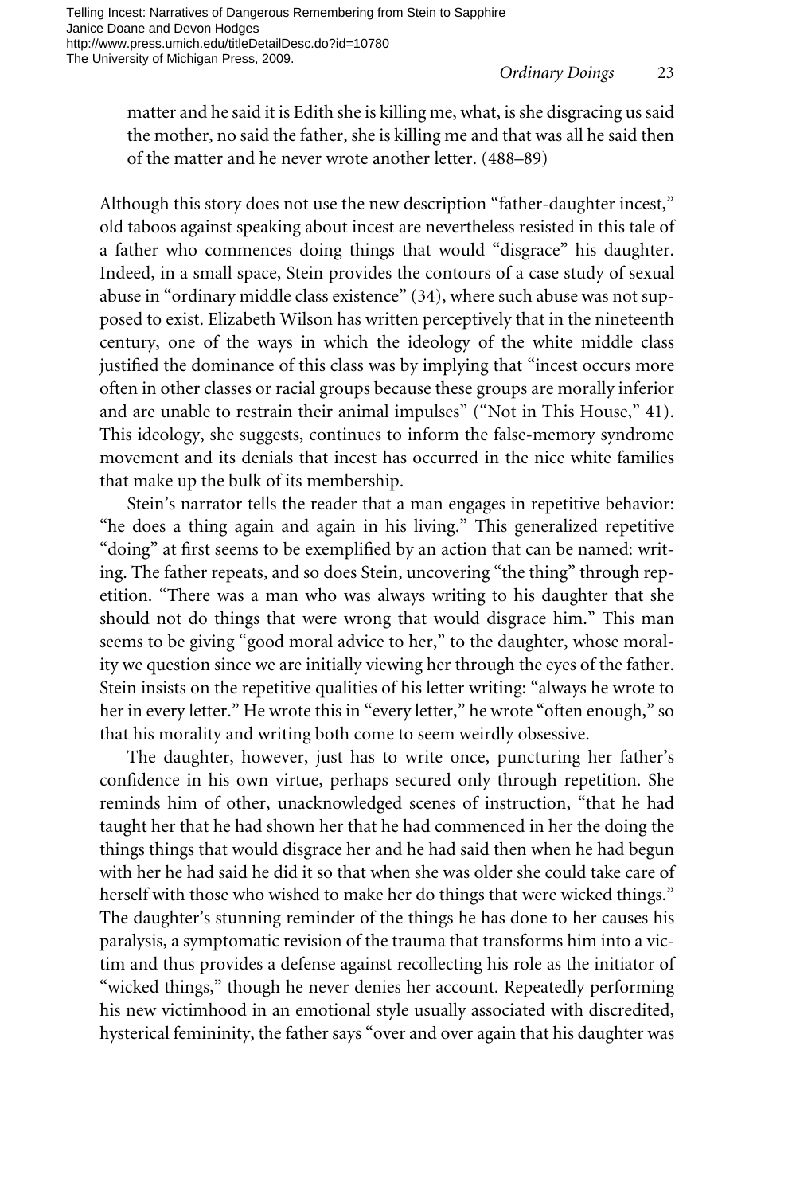matter and he said it is Edith she is killing me, what, is she disgracing us said the mother, no said the father, she is killing me and that was all he said then of the matter and he never wrote another letter. (488–89)

Although this story does not use the new description "father-daughter incest," old taboos against speaking about incest are nevertheless resisted in this tale of a father who commences doing things that would "disgrace" his daughter. Indeed, in a small space, Stein provides the contours of a case study of sexual abuse in "ordinary middle class existence" (34), where such abuse was not supposed to exist. Elizabeth Wilson has written perceptively that in the nineteenth century, one of the ways in which the ideology of the white middle class justified the dominance of this class was by implying that "incest occurs more often in other classes or racial groups because these groups are morally inferior and are unable to restrain their animal impulses" ("Not in This House," 41). This ideology, she suggests, continues to inform the false-memory syndrome movement and its denials that incest has occurred in the nice white families that make up the bulk of its membership.

Stein's narrator tells the reader that a man engages in repetitive behavior: "he does a thing again and again in his living." This generalized repetitive "doing" at first seems to be exemplified by an action that can be named: writing. The father repeats, and so does Stein, uncovering "the thing" through repetition. "There was a man who was always writing to his daughter that she should not do things that were wrong that would disgrace him." This man seems to be giving "good moral advice to her," to the daughter, whose morality we question since we are initially viewing her through the eyes of the father. Stein insists on the repetitive qualities of his letter writing: "always he wrote to her in every letter." He wrote this in "every letter," he wrote "often enough," so that his morality and writing both come to seem weirdly obsessive.

The daughter, however, just has to write once, puncturing her father's confidence in his own virtue, perhaps secured only through repetition. She reminds him of other, unacknowledged scenes of instruction, "that he had taught her that he had shown her that he had commenced in her the doing the things things that would disgrace her and he had said then when he had begun with her he had said he did it so that when she was older she could take care of herself with those who wished to make her do things that were wicked things." The daughter's stunning reminder of the things he has done to her causes his paralysis, a symptomatic revision of the trauma that transforms him into a victim and thus provides a defense against recollecting his role as the initiator of "wicked things," though he never denies her account. Repeatedly performing his new victimhood in an emotional style usually associated with discredited, hysterical femininity, the father says "over and over again that his daughter was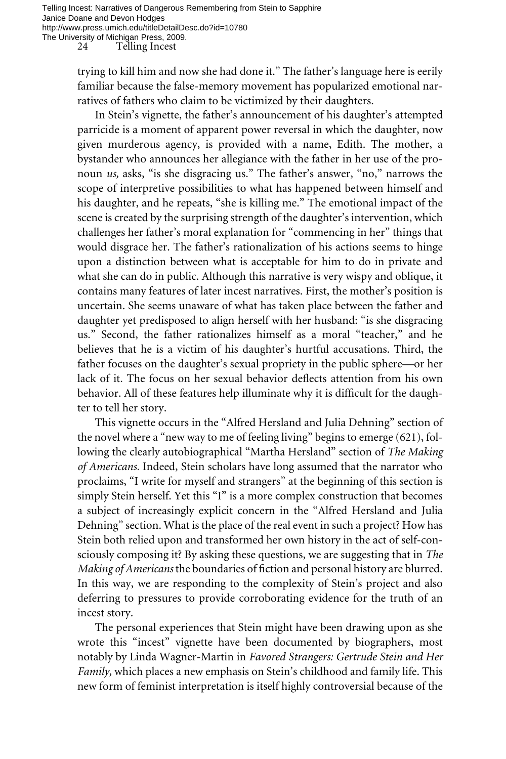trying to kill him and now she had done it." The father's language here is eerily familiar because the false-memory movement has popularized emotional narratives of fathers who claim to be victimized by their daughters.

In Stein's vignette, the father's announcement of his daughter's attempted parricide is a moment of apparent power reversal in which the daughter, now given murderous agency, is provided with a name, Edith. The mother, a bystander who announces her allegiance with the father in her use of the pronoun *us,* asks, "is she disgracing us." The father's answer, "no," narrows the scope of interpretive possibilities to what has happened between himself and his daughter, and he repeats, "she is killing me." The emotional impact of the scene is created by the surprising strength of the daughter's intervention, which challenges her father's moral explanation for "commencing in her" things that would disgrace her. The father's rationalization of his actions seems to hinge upon a distinction between what is acceptable for him to do in private and what she can do in public. Although this narrative is very wispy and oblique, it contains many features of later incest narratives. First, the mother's position is uncertain. She seems unaware of what has taken place between the father and daughter yet predisposed to align herself with her husband: "is she disgracing us." Second, the father rationalizes himself as a moral "teacher," and he believes that he is a victim of his daughter's hurtful accusations. Third, the father focuses on the daughter's sexual propriety in the public sphere—or her lack of it. The focus on her sexual behavior deflects attention from his own behavior. All of these features help illuminate why it is difficult for the daughter to tell her story.

This vignette occurs in the "Alfred Hersland and Julia Dehning" section of the novel where a "new way to me of feeling living" begins to emerge (621), following the clearly autobiographical "Martha Hersland" section of *The Making of Americans.* Indeed, Stein scholars have long assumed that the narrator who proclaims, "I write for myself and strangers" at the beginning of this section is simply Stein herself. Yet this "I" is a more complex construction that becomes a subject of increasingly explicit concern in the "Alfred Hersland and Julia Dehning" section. What is the place of the real event in such a project? How has Stein both relied upon and transformed her own history in the act of self-consciously composing it? By asking these questions, we are suggesting that in *The Making of Americans* the boundaries of fiction and personal history are blurred. In this way, we are responding to the complexity of Stein's project and also deferring to pressures to provide corroborating evidence for the truth of an incest story.

The personal experiences that Stein might have been drawing upon as she wrote this "incest" vignette have been documented by biographers, most notably by Linda Wagner-Martin in *Favored Strangers: Gertrude Stein and Her Family,* which places a new emphasis on Stein's childhood and family life. This new form of feminist interpretation is itself highly controversial because of the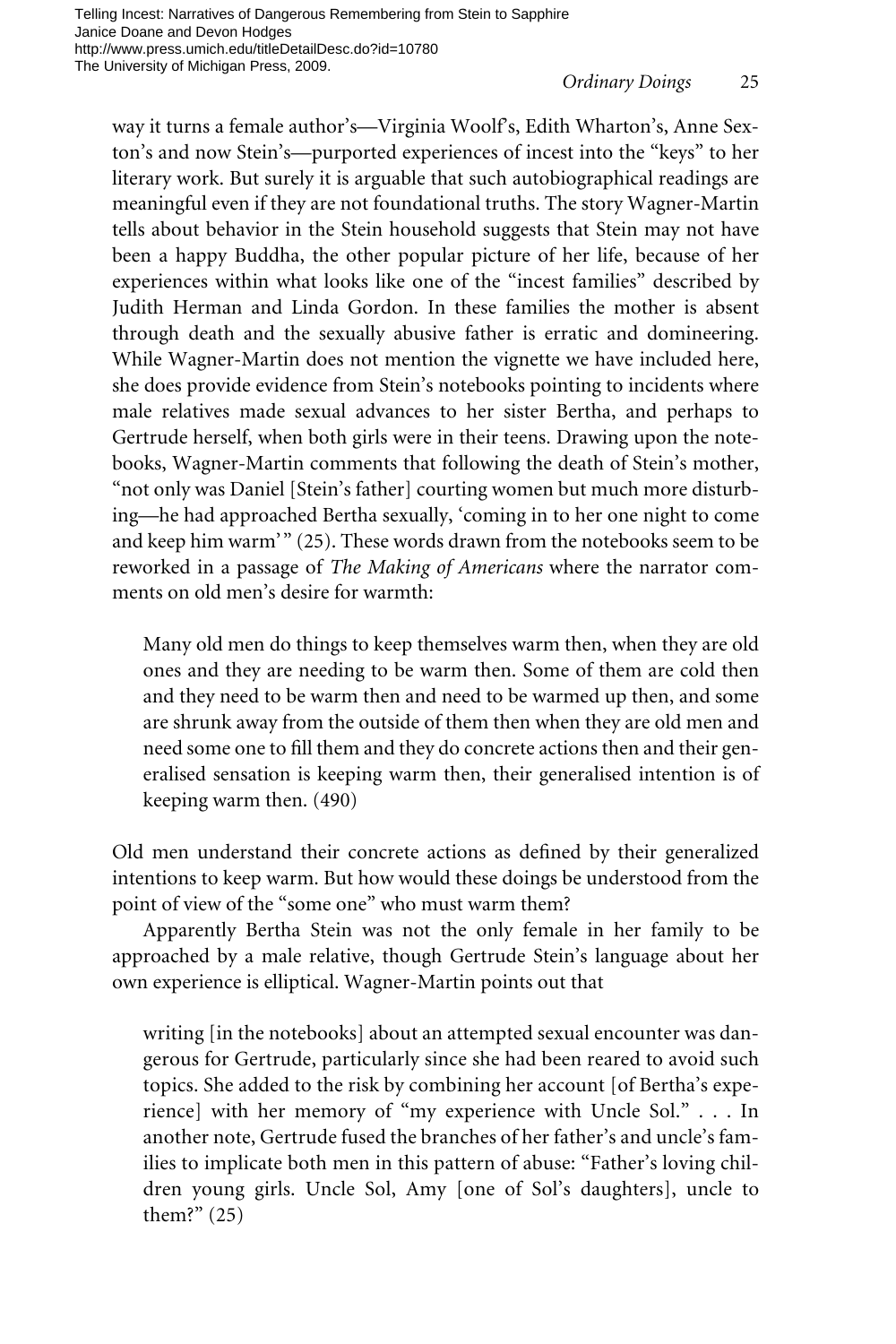way it turns a female author's—Virginia Woolf's, Edith Wharton's, Anne Sexton's and now Stein's—purported experiences of incest into the "keys" to her literary work. But surely it is arguable that such autobiographical readings are meaningful even if they are not foundational truths. The story Wagner-Martin tells about behavior in the Stein household suggests that Stein may not have been a happy Buddha, the other popular picture of her life, because of her experiences within what looks like one of the "incest families" described by Judith Herman and Linda Gordon. In these families the mother is absent through death and the sexually abusive father is erratic and domineering. While Wagner-Martin does not mention the vignette we have included here, she does provide evidence from Stein's notebooks pointing to incidents where male relatives made sexual advances to her sister Bertha, and perhaps to Gertrude herself, when both girls were in their teens. Drawing upon the notebooks, Wagner-Martin comments that following the death of Stein's mother, "not only was Daniel [Stein's father] courting women but much more disturbing—he had approached Bertha sexually, 'coming in to her one night to come and keep him warm'" (25). These words drawn from the notebooks seem to be reworked in a passage of *The Making of Americans* where the narrator comments on old men's desire for warmth:

> Many old men do things to keep themselves warm then, when they are old ones and they are needing to be warm then. Some of them are cold then and they need to be warm then and need to be warmed up then, and some are shrunk away from the outside of them then when they are old men and need some one to fill them and they do concrete actions then and their generalised sensation is keeping warm then, their generalised intention is of keeping warm then. (490)

Old men understand their concrete actions as defined by their generalized intentions to keep warm. But how would these doings be understood from the point of view of the "some one" who must warm them?

Apparently Bertha Stein was not the only female in her family to be approached by a male relative, though Gertrude Stein's language about her own experience is elliptical. Wagner-Martin points out that

> writing [in the notebooks] about an attempted sexual encounter was dangerous for Gertrude, particularly since she had been reared to avoid such topics. She added to the risk by combining her account [of Bertha's experience] with her memory of "my experience with Uncle Sol." . . . In another note, Gertrude fused the branches of her father's and uncle's families to implicate both men in this pattern of abuse: "Father's loving children young girls. Uncle Sol, Amy [one of Sol's daughters], uncle to them?" (25)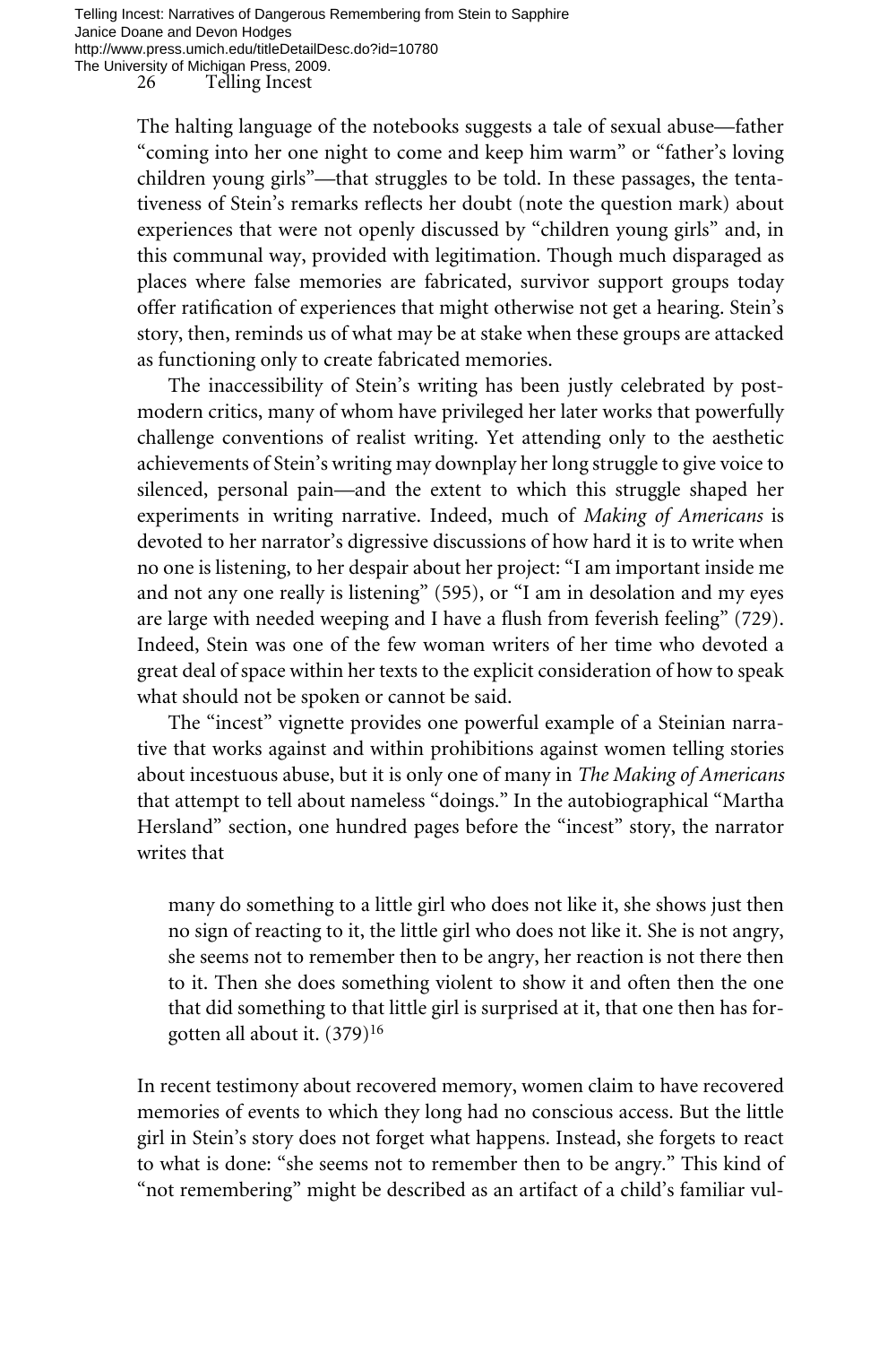The halting language of the notebooks suggests a tale of sexual abuse—father "coming into her one night to come and keep him warm" or "father's loving children young girls"—that struggles to be told. In these passages, the tentativeness of Stein's remarks reflects her doubt (note the question mark) about experiences that were not openly discussed by "children young girls" and, in this communal way, provided with legitimation. Though much disparaged as places where false memories are fabricated, survivor support groups today offer ratification of experiences that might otherwise not get a hearing. Stein's story, then, reminds us of what may be at stake when these groups are attacked as functioning only to create fabricated memories.

The inaccessibility of Stein's writing has been justly celebrated by postmodern critics, many of whom have privileged her later works that powerfully challenge conventions of realist writing. Yet attending only to the aesthetic achievements of Stein's writing may downplay her long struggle to give voice to silenced, personal pain—and the extent to which this struggle shaped her experiments in writing narrative. Indeed, much of *Making of Americans* is devoted to her narrator's digressive discussions of how hard it is to write when no one is listening, to her despair about her project: "I am important inside me and not any one really is listening" (595), or "I am in desolation and my eyes are large with needed weeping and I have a flush from feverish feeling" (729). Indeed, Stein was one of the few woman writers of her time who devoted a great deal of space within her texts to the explicit consideration of how to speak what should not be spoken or cannot be said.

The "incest" vignette provides one powerful example of a Steinian narrative that works against and within prohibitions against women telling stories about incestuous abuse, but it is only one of many in *The Making of Americans* that attempt to tell about nameless "doings." In the autobiographical "Martha Hersland" section, one hundred pages before the "incest" story, the narrator writes that

> many do something to a little girl who does not like it, she shows just then no sign of reacting to it, the little girl who does not like it. She is not angry, she seems not to remember then to be angry, her reaction is not there then to it. Then she does something violent to show it and often then the one that did something to that little girl is surprised at it, that one then has forgotten all about it. (379)[16]

In recent testimony about recovered memory, women claim to have recovered memories of events to which they long had no conscious access. But the little girl in Stein's story does not forget what happens. Instead, she forgets to react to what is done: "she seems not to remember then to be angry." This kind of "not remembering" might be described as an artifact of a child's familiar vul-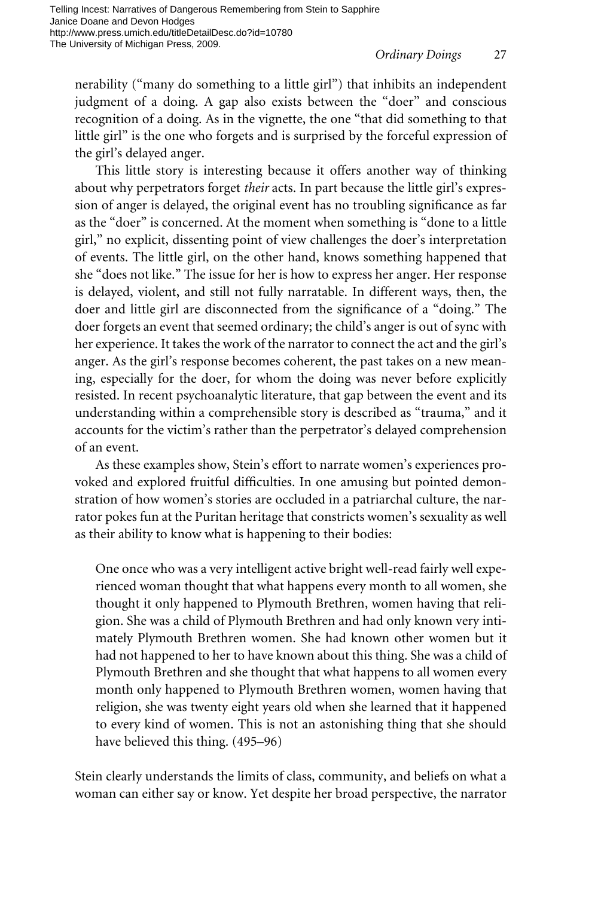nerability ("many do something to a little girl") that inhibits an independent judgment of a doing. A gap also exists between the "doer" and conscious recognition of a doing. As in the vignette, the one "that did something to that little girl" is the one who forgets and is surprised by the forceful expression of the girl's delayed anger.

This little story is interesting because it offers another way of thinking about why perpetrators forget *their* acts. In part because the little girl's expression of anger is delayed, the original event has no troubling significance as far as the "doer" is concerned. At the moment when something is "done to a little girl," no explicit, dissenting point of view challenges the doer's interpretation of events. The little girl, on the other hand, knows something happened that she "does not like." The issue for her is how to express her anger. Her response is delayed, violent, and still not fully narratable. In different ways, then, the doer and little girl are disconnected from the significance of a "doing." The doer forgets an event that seemed ordinary; the child's anger is out of sync with her experience. It takes the work of the narrator to connect the act and the girl's anger. As the girl's response becomes coherent, the past takes on a new meaning, especially for the doer, for whom the doing was never before explicitly resisted. In recent psychoanalytic literature, that gap between the event and its understanding within a comprehensible story is described as "trauma," and it accounts for the victim's rather than the perpetrator's delayed comprehension of an event.

As these examples show, Stein's effort to narrate women's experiences provoked and explored fruitful difficulties. In one amusing but pointed demonstration of how women's stories are occluded in a patriarchal culture, the narrator pokes fun at the Puritan heritage that constricts women's sexuality as well as their ability to know what is happening to their bodies:

> One once who was a very intelligent active bright well-read fairly well experienced woman thought that what happens every month to all women, she thought it only happened to Plymouth Brethren, women having that religion. She was a child of Plymouth Brethren and had only known very intimately Plymouth Brethren women. She had known other women but it had not happened to her to have known about this thing. She was a child of Plymouth Brethren and she thought that what happens to all women every month only happened to Plymouth Brethren women, women having that religion, she was twenty eight years old when she learned that it happened to every kind of women. This is not an astonishing thing that she should have believed this thing. (495–96)

Stein clearly understands the limits of class, community, and beliefs on what a woman can either say or know. Yet despite her broad perspective, the narrator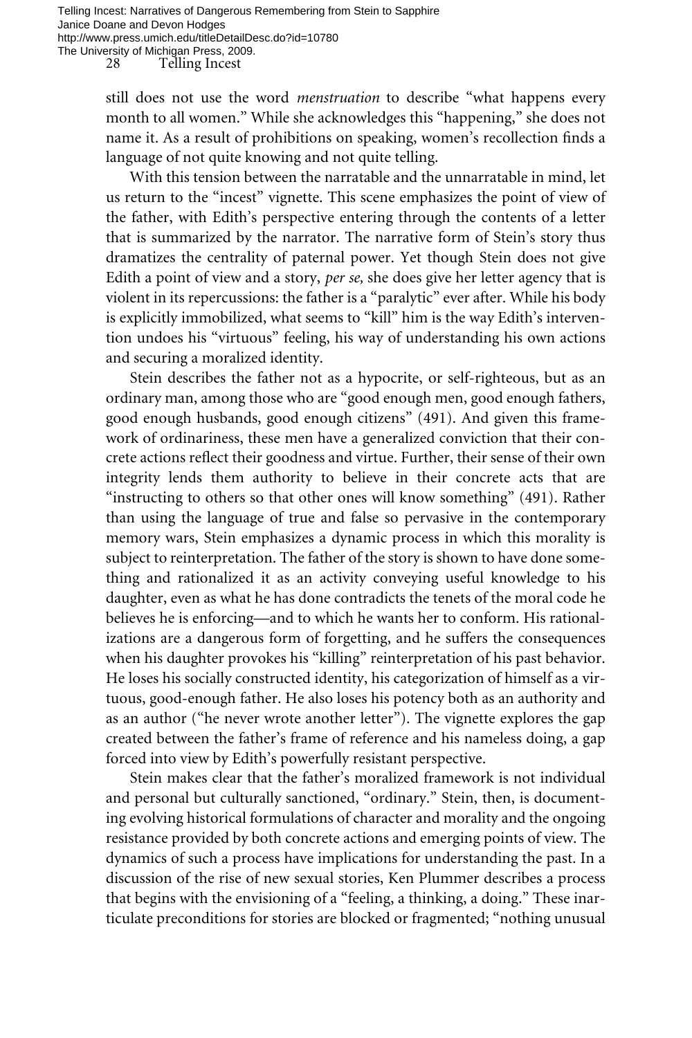still does not use the word *menstruation* to describe "what happens every month to all women." While she acknowledges this "happening," she does not name it. As a result of prohibitions on speaking, women's recollection finds a language of not quite knowing and not quite telling.

With this tension between the narratable and the unnarratable in mind, let us return to the "incest" vignette. This scene emphasizes the point of view of the father, with Edith's perspective entering through the contents of a letter that is summarized by the narrator. The narrative form of Stein's story thus dramatizes the centrality of paternal power. Yet though Stein does not give Edith a point of view and a story, *per se,* she does give her letter agency that is violent in its repercussions: the father is a "paralytic" ever after. While his body is explicitly immobilized, what seems to "kill" him is the way Edith's intervention undoes his "virtuous" feeling, his way of understanding his own actions and securing a moralized identity.

Stein describes the father not as a hypocrite, or self-righteous, but as an ordinary man, among those who are "good enough men, good enough fathers, good enough husbands, good enough citizens" (491). And given this framework of ordinariness, these men have a generalized conviction that their concrete actions reflect their goodness and virtue. Further, their sense of their own integrity lends them authority to believe in their concrete acts that are "instructing to others so that other ones will know something" (491). Rather than using the language of true and false so pervasive in the contemporary memory wars, Stein emphasizes a dynamic process in which this morality is subject to reinterpretation. The father of the story is shown to have done something and rationalized it as an activity conveying useful knowledge to his daughter, even as what he has done contradicts the tenets of the moral code he believes he is enforcing—and to which he wants her to conform. His rationalizations are a dangerous form of forgetting, and he suffers the consequences when his daughter provokes his "killing" reinterpretation of his past behavior. He loses his socially constructed identity, his categorization of himself as a virtuous, good-enough father. He also loses his potency both as an authority and as an author ("he never wrote another letter"). The vignette explores the gap created between the father's frame of reference and his nameless doing, a gap forced into view by Edith's powerfully resistant perspective.

Stein makes clear that the father's moralized framework is not individual and personal but culturally sanctioned, "ordinary." Stein, then, is documenting evolving historical formulations of character and morality and the ongoing resistance provided by both concrete actions and emerging points of view. The dynamics of such a process have implications for understanding the past. In a discussion of the rise of new sexual stories, Ken Plummer describes a process that begins with the envisioning of a "feeling, a thinking, a doing." These inarticulate preconditions for stories are blocked or fragmented; "nothing unusual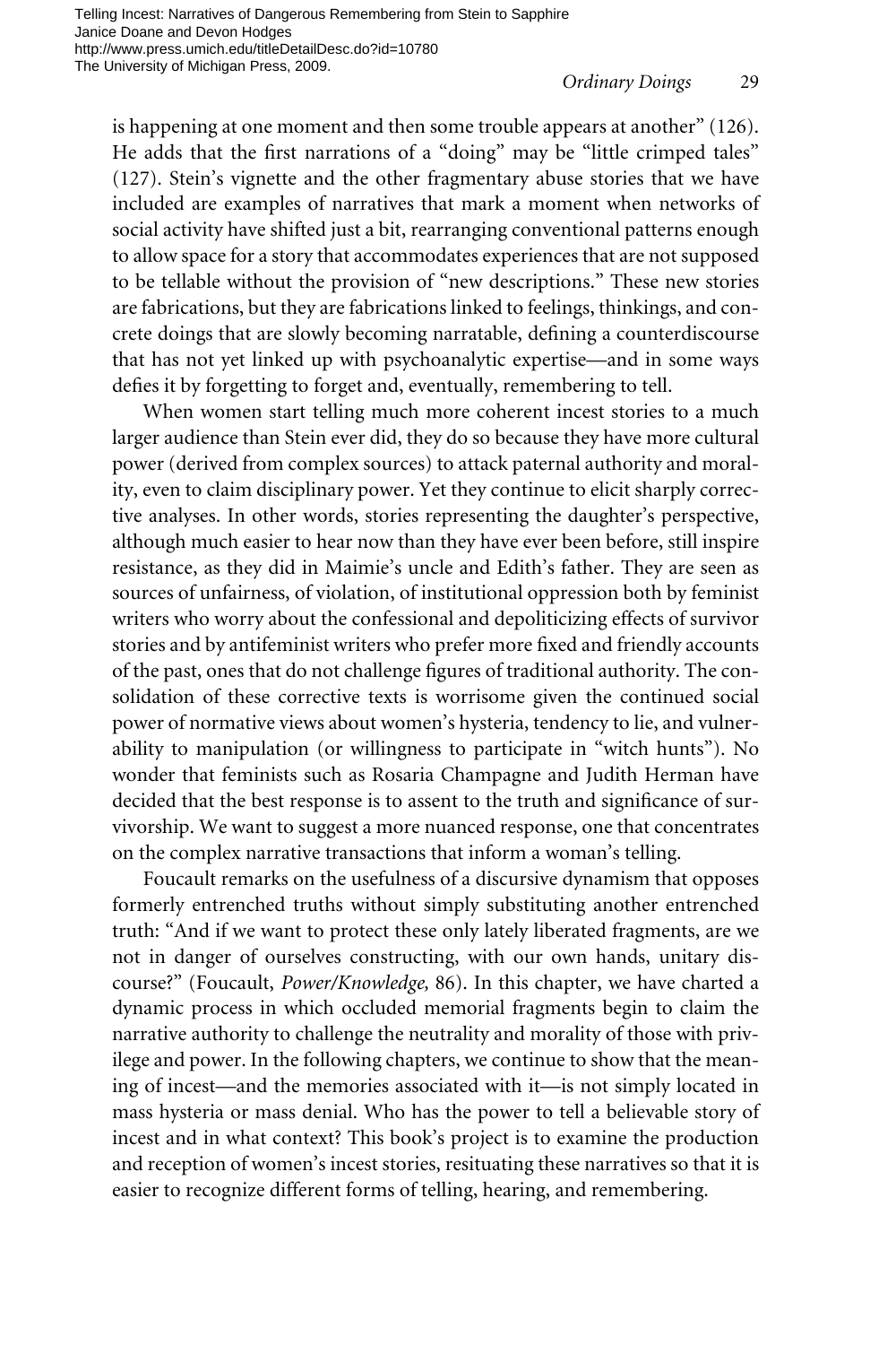is happening at one moment and then some trouble appears at another" (126). He adds that the first narrations of a "doing" may be "little crimped tales" (127). Stein's vignette and the other fragmentary abuse stories that we have included are examples of narratives that mark a moment when networks of social activity have shifted just a bit, rearranging conventional patterns enough to allow space for a story that accommodates experiences that are not supposed to be tellable without the provision of "new descriptions." These new stories are fabrications, but they are fabrications linked to feelings, thinkings, and concrete doings that are slowly becoming narratable, defining a counterdiscourse that has not yet linked up with psychoanalytic expertise—and in some ways defies it by forgetting to forget and, eventually, remembering to tell.

When women start telling much more coherent incest stories to a much larger audience than Stein ever did, they do so because they have more cultural power (derived from complex sources) to attack paternal authority and morality, even to claim disciplinary power. Yet they continue to elicit sharply corrective analyses. In other words, stories representing the daughter's perspective, although much easier to hear now than they have ever been before, still inspire resistance, as they did in Maimie's uncle and Edith's father. They are seen as sources of unfairness, of violation, of institutional oppression both by feminist writers who worry about the confessional and depoliticizing effects of survivor stories and by antifeminist writers who prefer more fixed and friendly accounts of the past, ones that do not challenge figures of traditional authority. The consolidation of these corrective texts is worrisome given the continued social power of normative views about women's hysteria, tendency to lie, and vulnerability to manipulation (or willingness to participate in "witch hunts"). No wonder that feminists such as Rosaria Champagne and Judith Herman have decided that the best response is to assent to the truth and significance of survivorship. We want to suggest a more nuanced response, one that concentrates on the complex narrative transactions that inform a woman's telling.

Foucault remarks on the usefulness of a discursive dynamism that opposes formerly entrenched truths without simply substituting another entrenched truth: "And if we want to protect these only lately liberated fragments, are we not in danger of ourselves constructing, with our own hands, unitary discourse?" (Foucault, *Power/Knowledge,* 86). In this chapter, we have charted a dynamic process in which occluded memorial fragments begin to claim the narrative authority to challenge the neutrality and morality of those with privilege and power. In the following chapters, we continue to show that the meaning of incest—and the memories associated with it—is not simply located in mass hysteria or mass denial. Who has the power to tell a believable story of incest and in what context? This book's project is to examine the production and reception of women's incest stories, resituating these narratives so that it is easier to recognize different forms of telling, hearing, and remembering.